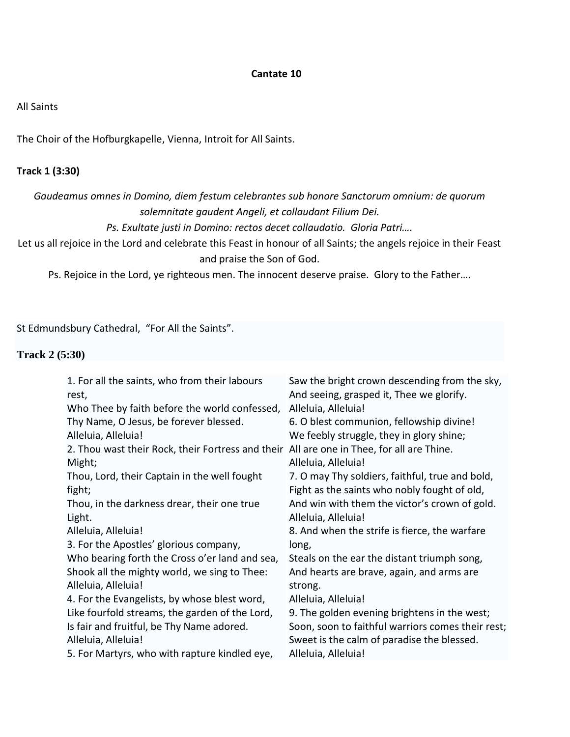# Cantate 10

All Saints

The Choir of the Hofburgkapelle, Vienna, Introit for All Saints.

**Track 1 (3:30)**

*Gaudeamus omnes in Domino, diem festum celebrantes sub honore Sanctorum omnium: de quorum solemnitate gaudent Angeli, et collaudant Filium Dei.*
*Ps. Exultate justi in Domino: rectos decet collaudatio. Gloria Patri….*
Let us all rejoice in the Lord and celebrate this Feast in honour of all Saints; the angels rejoice in their Feast and praise the Son of God.
Ps. Rejoice in the Lord, ye righteous men. The innocent deserve praise. Glory to the Father….

St Edmundsbury Cathedral, "For All the Saints".

**Track 2 (5:30)**

1. For all the saints, who from their labours rest,
Who Thee by faith before the world confessed,
Thy Name, O Jesus, be forever blessed.
Alleluia, Alleluia!

2. Thou wast their Rock, their Fortress and their Might;
Thou, Lord, their Captain in the well fought fight;
Thou, in the darkness drear, their one true Light.
Alleluia, Alleluia!

3. For the Apostles' glorious company,
Who bearing forth the Cross o'er land and sea,
Shook all the mighty world, we sing to Thee:
Alleluia, Alleluia!

4. For the Evangelists, by whose blest word,
Like fourfold streams, the garden of the Lord,
Is fair and fruitful, be Thy Name adored.
Alleluia, Alleluia!

5. For Martyrs, who with rapture kindled eye,
Saw the bright crown descending from the sky,
And seeing, grasped it, Thee we glorify.
Alleluia, Alleluia!

6. O blest communion, fellowship divine!
We feebly struggle, they in glory shine;
All are one in Thee, for all are Thine.
Alleluia, Alleluia!

7. O may Thy soldiers, faithful, true and bold,
Fight as the saints who nobly fought of old,
And win with them the victor's crown of gold.
Alleluia, Alleluia!

8. And when the strife is fierce, the warfare long,
Steals on the ear the distant triumph song,
And hearts are brave, again, and arms are strong.
Alleluia, Alleluia!

9. The golden evening brightens in the west;
Soon, soon to faithful warriors comes their rest;
Sweet is the calm of paradise the blessed.
Alleluia, Alleluia!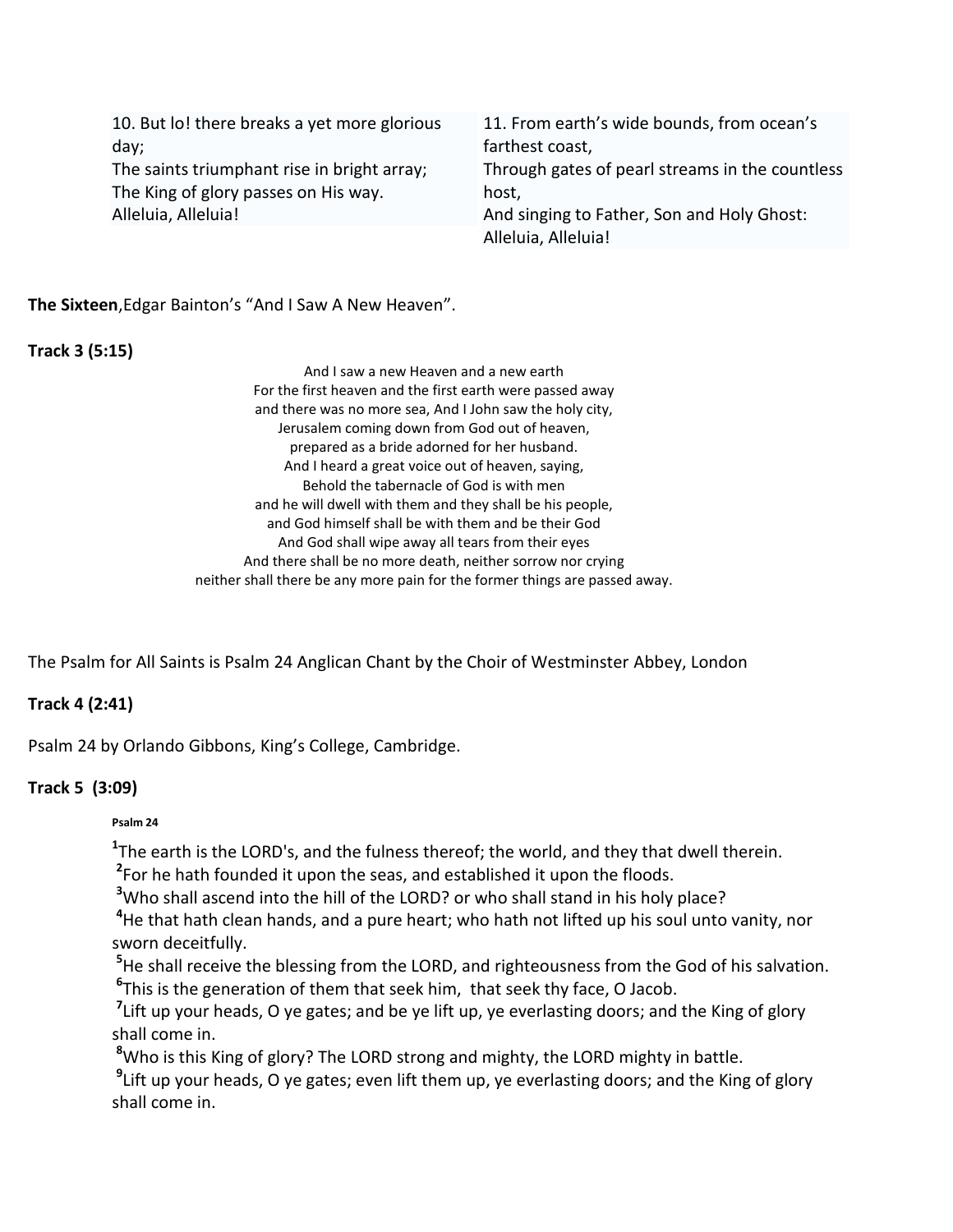10. But lo! there breaks a yet more glorious day;
The saints triumphant rise in bright array;
The King of glory passes on His way.
Alleluia, Alleluia!

11. From earth's wide bounds, from ocean's farthest coast,
Through gates of pearl streams in the countless host,
And singing to Father, Son and Holy Ghost:
Alleluia, Alleluia!

**The Sixteen**,Edgar Bainton's "And I Saw A New Heaven".

**Track 3 (5:15)**

And I saw a new Heaven and a new earth
For the first heaven and the first earth were passed away
and there was no more sea, And I John saw the holy city,
Jerusalem coming down from God out of heaven,
prepared as a bride adorned for her husband.
And I heard a great voice out of heaven, saying,
Behold the tabernacle of God is with men
and he will dwell with them and they shall be his people,
and God himself shall be with them and be their God
And God shall wipe away all tears from their eyes
And there shall be no more death, neither sorrow nor crying
neither shall there be any more pain for the former things are passed away.

The Psalm for All Saints is Psalm 24 Anglican Chant by the Choir of Westminster Abbey, London

**Track 4 (2:41)**

Psalm 24 by Orlando Gibbons, King's College, Cambridge.

**Track 5 (3:09)**

**Psalm 24**

[1]The earth is the LORD's, and the fulness thereof; the world, and they that dwell therein.
[2]For he hath founded it upon the seas, and established it upon the floods.
[3]Who shall ascend into the hill of the LORD? or who shall stand in his holy place?
[4]He that hath clean hands, and a pure heart; who hath not lifted up his soul unto vanity, nor sworn deceitfully.
[5]He shall receive the blessing from the LORD, and righteousness from the God of his salvation.
[6]This is the generation of them that seek him, that seek thy face, O Jacob.
[7]Lift up your heads, O ye gates; and be ye lift up, ye everlasting doors; and the King of glory shall come in.
[8]Who is this King of glory? The LORD strong and mighty, the LORD mighty in battle.
[9]Lift up your heads, O ye gates; even lift them up, ye everlasting doors; and the King of glory shall come in.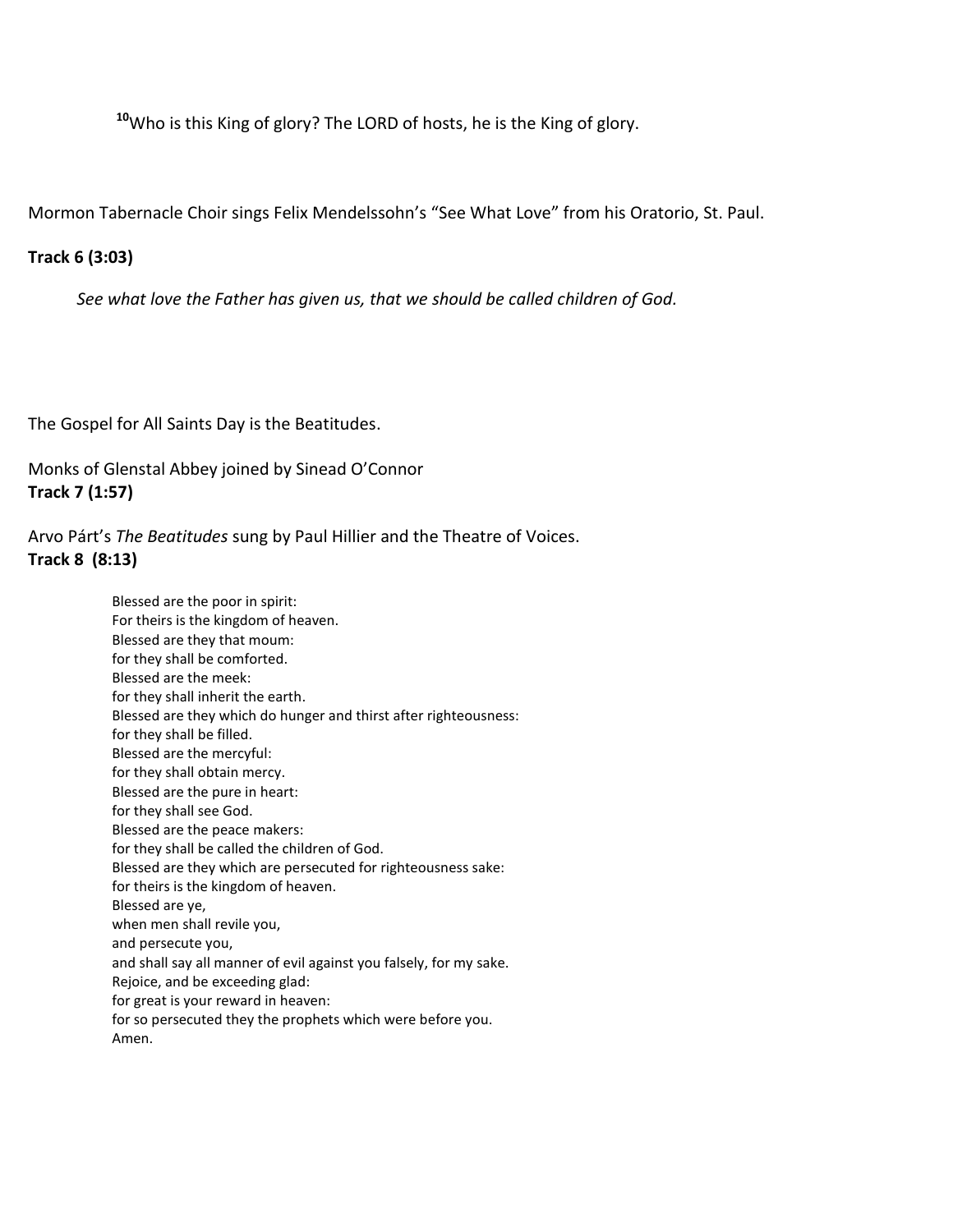[10]Who is this King of glory? The LORD of hosts, he is the King of glory.

Mormon Tabernacle Choir sings Felix Mendelssohn's "See What Love" from his Oratorio, St. Paul.

**Track 6 (3:03)**

*See what love the Father has given us, that we should be called children of God.*

The Gospel for All Saints Day is the Beatitudes.

Monks of Glenstal Abbey joined by Sinead O'Connor
**Track 7 (1:57)**

Arvo Párt's *The Beatitudes* sung by Paul Hillier and the Theatre of Voices.
**Track 8 (8:13)**

Blessed are the poor in spirit:
For theirs is the kingdom of heaven.
Blessed are they that moum:
for they shall be comforted.
Blessed are the meek:
for they shall inherit the earth.
Blessed are they which do hunger and thirst after righteousness:
for they shall be filled.
Blessed are the mercyful:
for they shall obtain mercy.
Blessed are the pure in heart:
for they shall see God.
Blessed are the peace makers:
for they shall be called the children of God.
Blessed are they which are persecuted for righteousness sake:
for theirs is the kingdom of heaven.
Blessed are ye,
when men shall revile you,
and persecute you,
and shall say all manner of evil against you falsely, for my sake.
Rejoice, and be exceeding glad:
for great is your reward in heaven:
for so persecuted they the prophets which were before you.
Amen.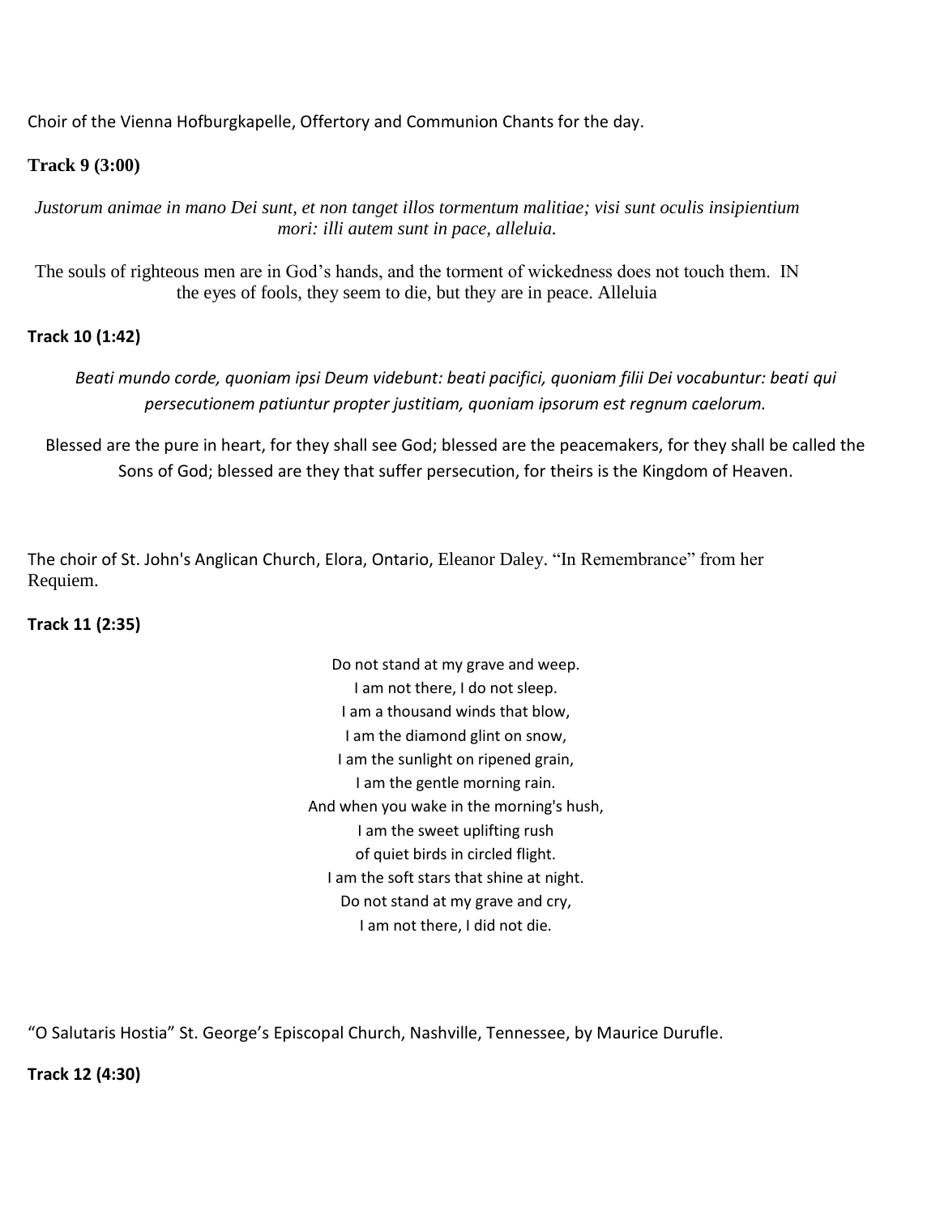Choir of the Vienna Hofburgkapelle, Offertory and Communion Chants for the day.

**Track 9 (3:00)**

*Justorum animae in mano Dei sunt, et non tanget illos tormentum malitiae; visi sunt oculis insipientium mori: illi autem sunt in pace, alleluia.*

The souls of righteous men are in God's hands, and the torment of wickedness does not touch them. IN the eyes of fools, they seem to die, but they are in peace. Alleluia

**Track 10 (1:42)**

*Beati mundo corde, quoniam ipsi Deum videbunt: beati pacifici, quoniam filii Dei vocabuntur: beati qui persecutionem patiuntur propter justitiam, quoniam ipsorum est regnum caelorum.*

Blessed are the pure in heart, for they shall see God; blessed are the peacemakers, for they shall be called the Sons of God; blessed are they that suffer persecution, for theirs is the Kingdom of Heaven.

The choir of St. John's Anglican Church, Elora, Ontario, Eleanor Daley. "In Remembrance" from her Requiem.

**Track 11 (2:35)**

Do not stand at my grave and weep.  
I am not there, I do not sleep.  
I am a thousand winds that blow,  
I am the diamond glint on snow,  
I am the sunlight on ripened grain,  
I am the gentle morning rain.  
And when you wake in the morning's hush,  
I am the sweet uplifting rush  
of quiet birds in circled flight.  
I am the soft stars that shine at night.  
Do not stand at my grave and cry,  
I am not there, I did not die.

"O Salutaris Hostia" St. George's Episcopal Church, Nashville, Tennessee, by Maurice Durufle.

**Track 12 (4:30)**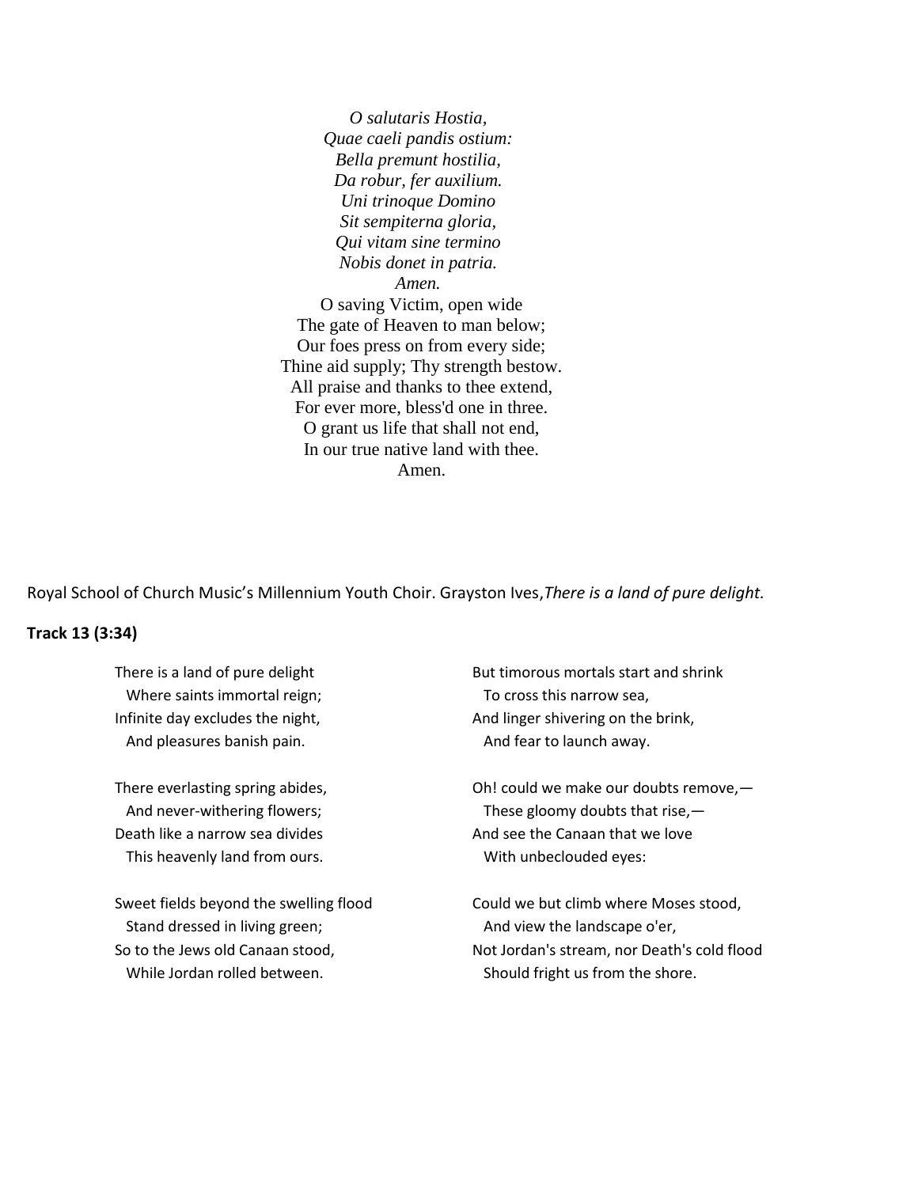*O salutaris Hostia,*
*Quae caeli pandis ostium:*
*Bella premunt hostilia,*
*Da robur, fer auxilium.*
*Uni trinoque Domino*
*Sit sempiterna gloria,*
*Qui vitam sine termino*
*Nobis donet in patria.*
*Amen.*

O saving Victim, open wide
The gate of Heaven to man below;
Our foes press on from every side;
Thine aid supply; Thy strength bestow.
All praise and thanks to thee extend,
For ever more, bless'd one in three.
O grant us life that shall not end,
In our true native land with thee.
Amen.

Royal School of Church Music's Millennium Youth Choir. Grayston Ives, *There is a land of pure delight.*

**Track 13 (3:34)**

There is a land of pure delight
  Where saints immortal reign;
Infinite day excludes the night,
  And pleasures banish pain.

There everlasting spring abides,
  And never-withering flowers;
Death like a narrow sea divides
  This heavenly land from ours.

Sweet fields beyond the swelling flood
  Stand dressed in living green;
So to the Jews old Canaan stood,
  While Jordan rolled between.

But timorous mortals start and shrink
  To cross this narrow sea,
And linger shivering on the brink,
  And fear to launch away.

Oh! could we make our doubts remove,—
  These gloomy doubts that rise,—
And see the Canaan that we love
  With unbeclouded eyes:

Could we but climb where Moses stood,
  And view the landscape o'er,
Not Jordan's stream, nor Death's cold flood
  Should fright us from the shore.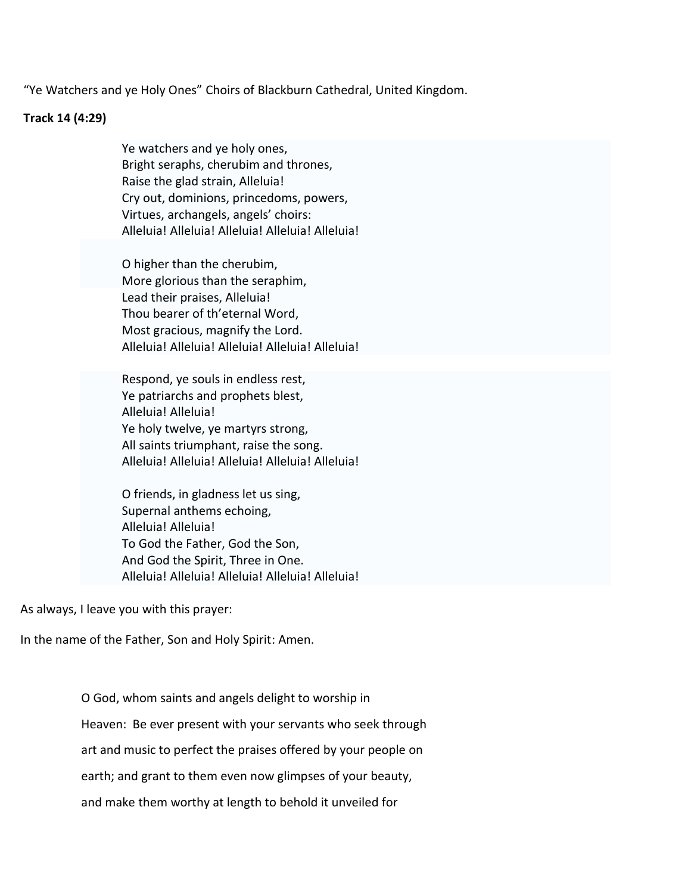"Ye Watchers and ye Holy Ones" Choirs of Blackburn Cathedral, United Kingdom.

**Track 14 (4:29)**

Ye watchers and ye holy ones,
Bright seraphs, cherubim and thrones,
Raise the glad strain, Alleluia!
Cry out, dominions, princedoms, powers,
Virtues, archangels, angels' choirs:
Alleluia! Alleluia! Alleluia! Alleluia! Alleluia!

O higher than the cherubim,
More glorious than the seraphim,
Lead their praises, Alleluia!
Thou bearer of th'eternal Word,
Most gracious, magnify the Lord.
Alleluia! Alleluia! Alleluia! Alleluia! Alleluia!

Respond, ye souls in endless rest,
Ye patriarchs and prophets blest,
Alleluia! Alleluia!
Ye holy twelve, ye martyrs strong,
All saints triumphant, raise the song.
Alleluia! Alleluia! Alleluia! Alleluia! Alleluia!

O friends, in gladness let us sing,
Supernal anthems echoing,
Alleluia! Alleluia!
To God the Father, God the Son,
And God the Spirit, Three in One.
Alleluia! Alleluia! Alleluia! Alleluia! Alleluia!

As always, I leave you with this prayer:

In the name of the Father, Son and Holy Spirit: Amen.

O God, whom saints and angels delight to worship in Heaven: Be ever present with your servants who seek through art and music to perfect the praises offered by your people on earth; and grant to them even now glimpses of your beauty, and make them worthy at length to behold it unveiled for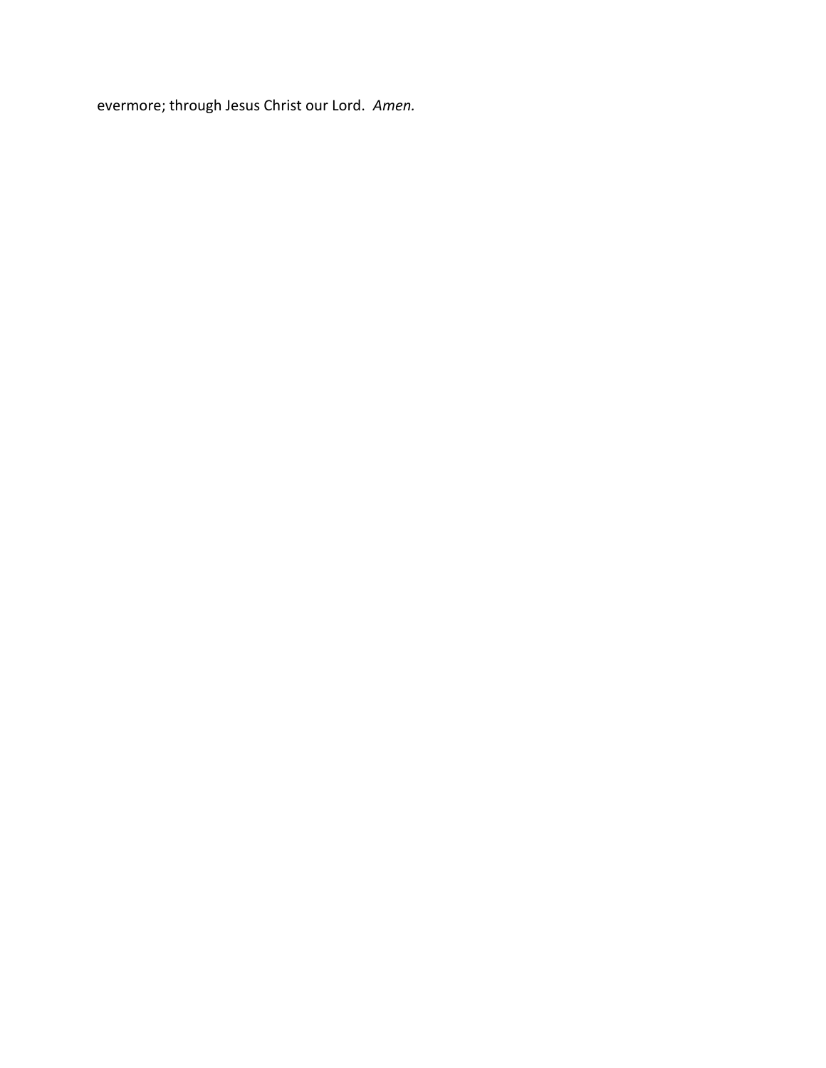evermore; through Jesus Christ our Lord. *Amen.*